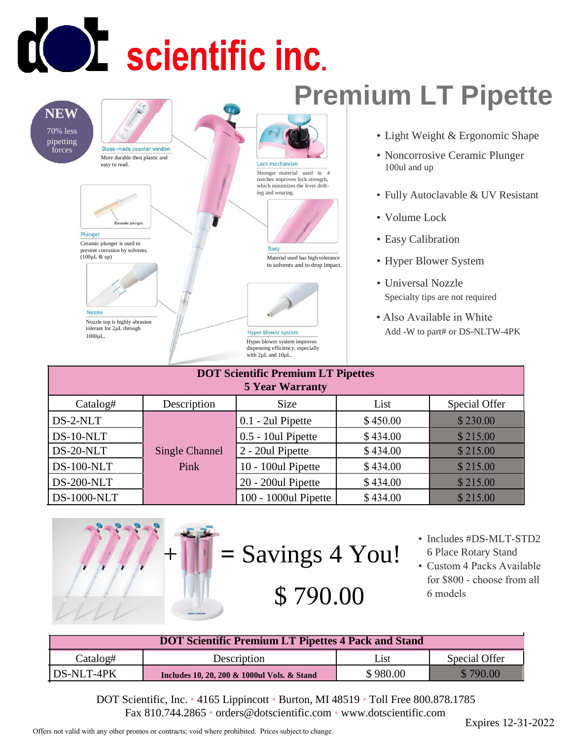# dot scientific inc.

## Premium LT Pipette

**NEW**
70% less pipetting forces

Glass-made counter window
More durable then plastic and easy to read.

Lock mechanism
Stronger material used in 4 notches improves lock strength, which minimizes the lever drifting and wearing.

Plunger
Ceramic plunger is used to prevent corrosion by solvents. (100µL & up)

Body
Material used has high tolerance to solvents and to drop impact.

Nozzle
Nozzle top is highly abrasion tolerant for 2µL through 1000µL.

Hyper blower system
Hyper blower system improves dispensing efficiency, especially with 2µL and 10µL.

- Light Weight & Ergonomic Shape
- Noncorrosive Ceramic Plunger
  100ul and up
- Fully Autoclavable & UV Resistant
- Volume Lock
- Easy Calibration
- Hyper Blower System
- Universal Nozzle
  Specialty tips are not required
- Also Available in White
  Add -W to part# or DS-NLTW-4PK

| DOT Scientific Premium LT Pipettes 5 Year Warranty | | | | |
|---|---|---|---|---|
| Catalog# | Description | Size | List | Special Offer |
| DS-2-NLT | Single Channel Pink | 0.1 - 2ul Pipette | $ 450.00 | $ 230.00 |
| DS-10-NLT | | 0.5 - 10ul Pipette | $ 434.00 | $ 215.00 |
| DS-20-NLT | | 2 - 20ul Pipette | $ 434.00 | $ 215.00 |
| DS-100-NLT | | 10 - 100ul Pipette | $ 434.00 | $ 215.00 |
| DS-200-NLT | | 20 - 200ul Pipette | $ 434.00 | $ 215.00 |
| DS-1000-NLT | | 100 - 1000ul Pipette | $ 434.00 | $ 215.00 |

\+ = Savings 4 You!

$ 790.00

- Includes #DS-MLT-STD2 6 Place Rotary Stand
- Custom 4 Packs Available for $800 - choose from all 6 models

| DOT Scientific Premium LT Pipettes 4 Pack and Stand | | | |
|---|---|---|---|
| Catalog# | Description | List | Special Offer |
| DS-NLT-4PK | **Includes 10, 20, 200 & 1000ul Vols. & Stand** | $ 980.00 | $ 790.00 |

DOT Scientific, Inc. • 4165 Lippincott • Burton, MI 48519 • Toll Free 800.878.1785
Fax 810.744.2865 • orders@dotscientific.com • www.dotscientific.com

Expires 12-31-2022

Offers not valid with any other promos or contracts; void where prohibited. Prices subject to change.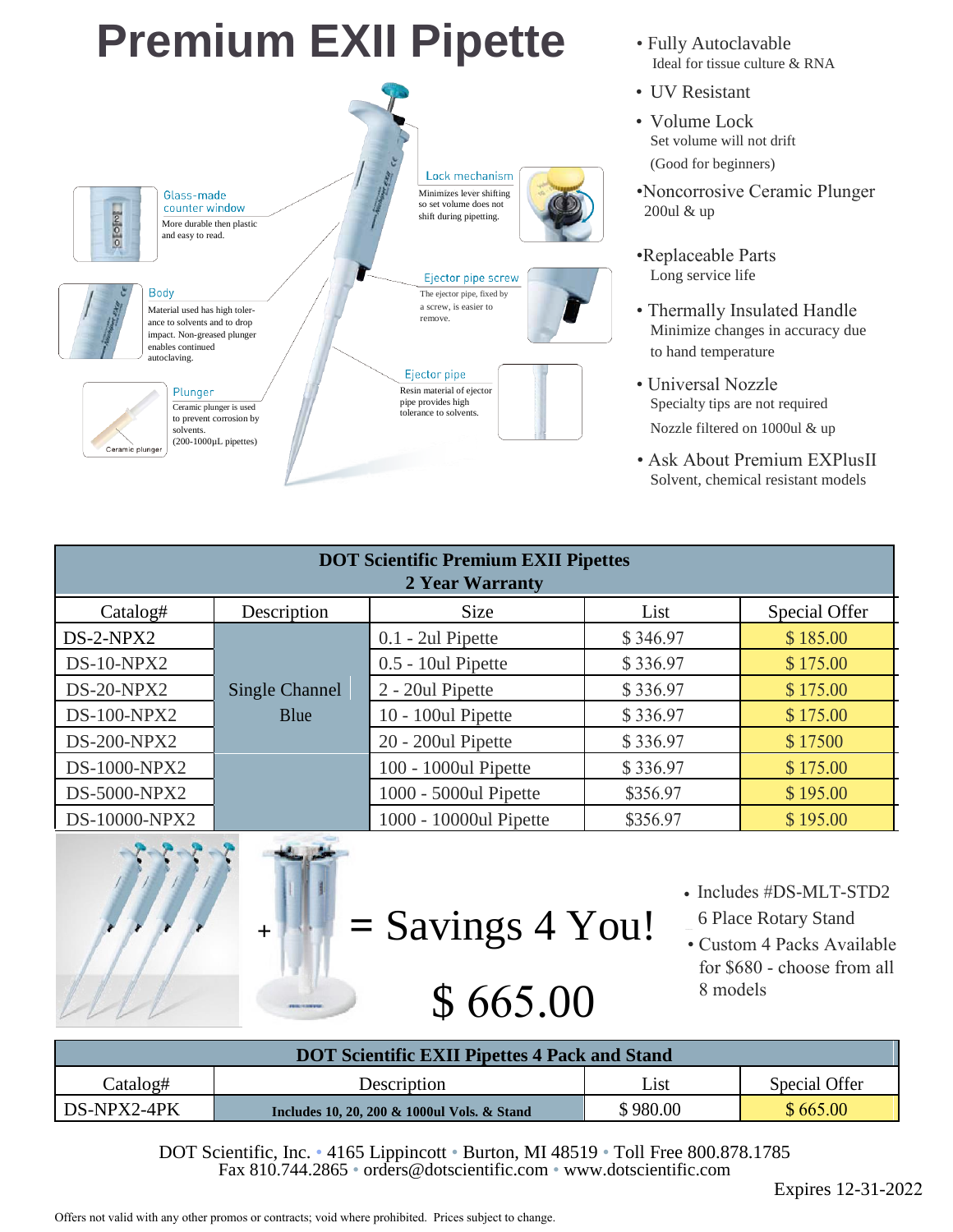# Premium EXII Pipette

- Fully Autoclavable
  Ideal for tissue culture & RNA
- UV Resistant
- Volume Lock
  Set volume will not drift
  (Good for beginners)
- Noncorrosive Ceramic Plunger
  200ul & up
- Replaceable Parts
  Long service life
- Thermally Insulated Handle
  Minimize changes in accuracy due to hand temperature
- Universal Nozzle
  Specialty tips are not required
  Nozzle filtered on 1000ul & up
- Ask About Premium EXPlusII
  Solvent, chemical resistant models

Glass-made counter window
More durable then plastic and easy to read.

Body
Material used has high tolerance to solvents and to drop impact. Non-greased plunger enables continued autoclaving.

Plunger
Ceramic plunger is used to prevent corrosion by solvents. (200-1000µL pipettes)

Ceramic plunger

Lock mechanism
Minimizes lever shifting so set volume does not shift during pipetting.

Ejector pipe screw
The ejector pipe, fixed by a screw, is easier to remove.

Ejector pipe
Resin material of ejector pipe provides high tolerance to solvents.

| DOT Scientific Premium EXII Pipettes 2 Year Warranty | | | | |
|---|---|---|---|---|
| Catalog# | Description | Size | List | Special Offer |
| DS-2-NPX2 | Single Channel Blue | 0.1 - 2ul Pipette | $ 346.97 | $ 185.00 |
| DS-10-NPX2 | | 0.5 - 10ul Pipette | $ 336.97 | $ 175.00 |
| DS-20-NPX2 | | 2 - 20ul Pipette | $ 336.97 | $ 175.00 |
| DS-100-NPX2 | | 10 - 100ul Pipette | $ 336.97 | $ 175.00 |
| DS-200-NPX2 | | 20 - 200ul Pipette | $ 336.97 | $ 17500 |
| DS-1000-NPX2 | | 100 - 1000ul Pipette | $ 336.97 | $ 175.00 |
| DS-5000-NPX2 | | 1000 - 5000ul Pipette | $356.97 | $ 195.00 |
| DS-10000-NPX2 | | 1000 - 10000ul Pipette | $356.97 | $ 195.00 |

+ = Savings 4 You!

$ 665.00

- Includes #DS-MLT-STD2 6 Place Rotary Stand
- Custom 4 Packs Available for $680 - choose from all 8 models

| DOT Scientific EXII Pipettes 4 Pack and Stand | | | |
|---|---|---|---|
| Catalog# | Description | List | Special Offer |
| DS-NPX2-4PK | **Includes 10, 20, 200 & 1000ul Vols. & Stand** | $ 980.00 | $ 665.00 |

DOT Scientific, Inc. • 4165 Lippincott • Burton, MI 48519 • Toll Free 800.878.1785
Fax 810.744.2865 • orders@dotscientific.com • www.dotscientific.com

Expires 12-31-2022

Offers not valid with any other promos or contracts; void where prohibited. Prices subject to change.